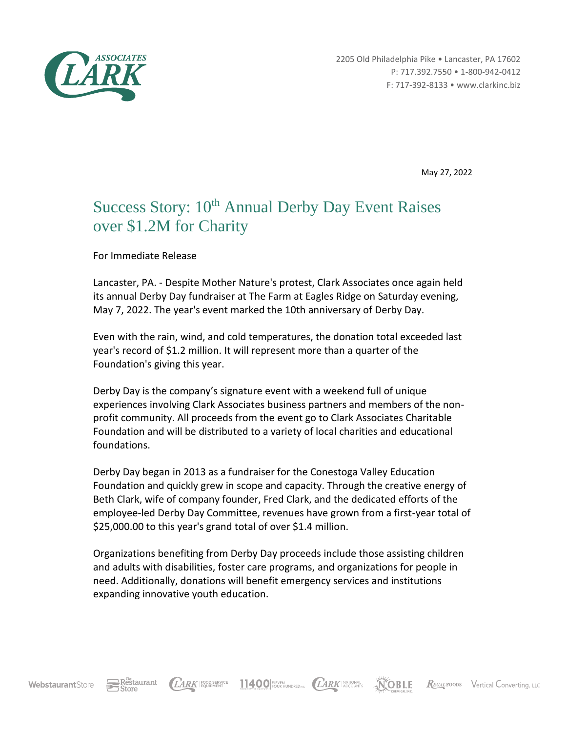2205 Old Philadelphia Pike • Lancaster, PA 17602
P: 717.392.7550 • 1-800-942-0412
F: 717-392-8133 • www.clarkinc.biz

May 27, 2022

# Success Story: 10th Annual Derby Day Event Raises over $1.2M for Charity

For Immediate Release

Lancaster, PA. - Despite Mother Nature's protest, Clark Associates once again held its annual Derby Day fundraiser at The Farm at Eagles Ridge on Saturday evening, May 7, 2022. The year's event marked the 10th anniversary of Derby Day.

Even with the rain, wind, and cold temperatures, the donation total exceeded last year's record of $1.2 million. It will represent more than a quarter of the Foundation's giving this year.

Derby Day is the company's signature event with a weekend full of unique experiences involving Clark Associates business partners and members of the non-profit community. All proceeds from the event go to Clark Associates Charitable Foundation and will be distributed to a variety of local charities and educational foundations.

Derby Day began in 2013 as a fundraiser for the Conestoga Valley Education Foundation and quickly grew in scope and capacity. Through the creative energy of Beth Clark, wife of company founder, Fred Clark, and the dedicated efforts of the employee-led Derby Day Committee, revenues have grown from a first-year total of $25,000.00 to this year's grand total of over $1.4 million.

Organizations benefiting from Derby Day proceeds include those assisting children and adults with disabilities, foster care programs, and organizations for people in need. Additionally, donations will benefit emergency services and institutions expanding innovative youth education.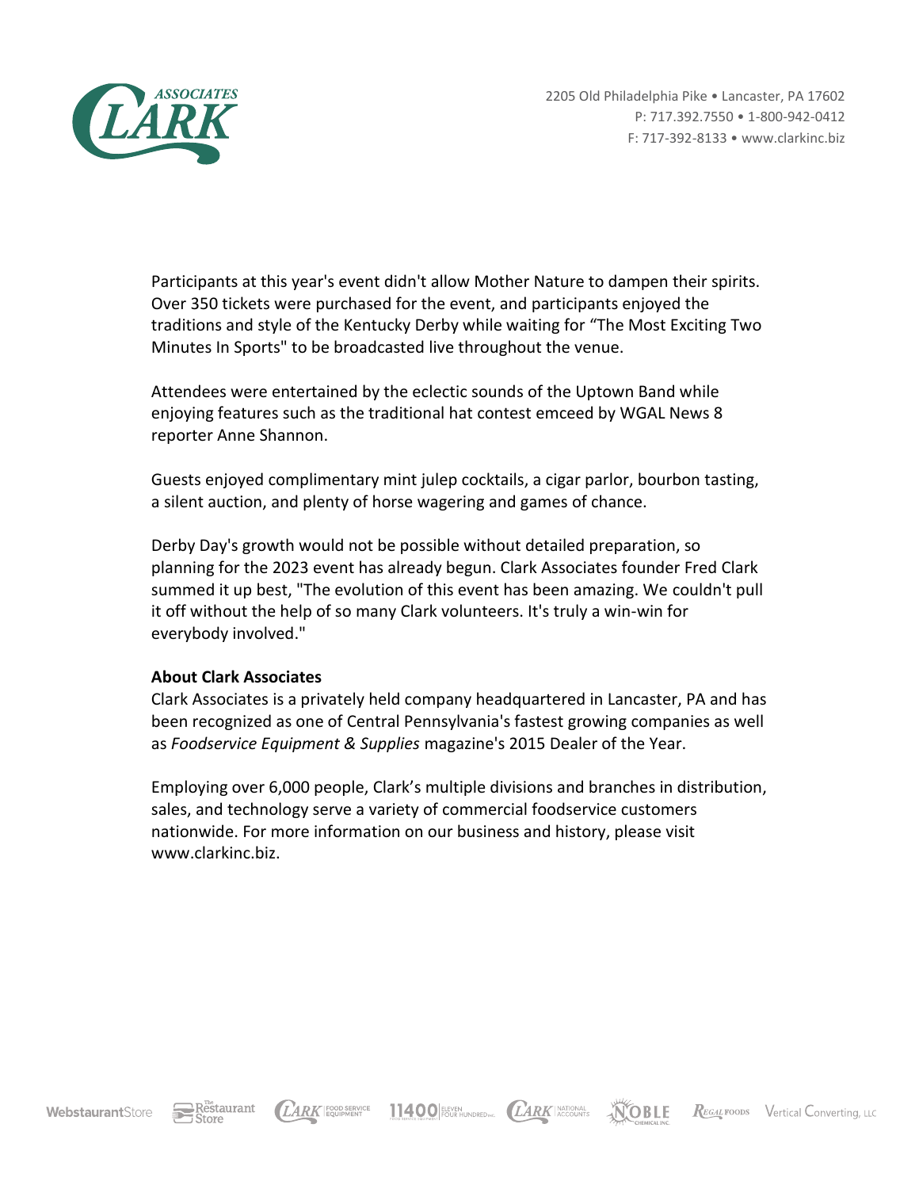Participants at this year's event didn't allow Mother Nature to dampen their spirits. Over 350 tickets were purchased for the event, and participants enjoyed the traditions and style of the Kentucky Derby while waiting for “The Most Exciting Two Minutes In Sports" to be broadcasted live throughout the venue.

Attendees were entertained by the eclectic sounds of the Uptown Band while enjoying features such as the traditional hat contest emceed by WGAL News 8 reporter Anne Shannon.

Guests enjoyed complimentary mint julep cocktails, a cigar parlor, bourbon tasting, a silent auction, and plenty of horse wagering and games of chance.

Derby Day's growth would not be possible without detailed preparation, so planning for the 2023 event has already begun. Clark Associates founder Fred Clark summed it up best, "The evolution of this event has been amazing. We couldn't pull it off without the help of so many Clark volunteers. It's truly a win-win for everybody involved."

**About Clark Associates**

Clark Associates is a privately held company headquartered in Lancaster, PA and has been recognized as one of Central Pennsylvania's fastest growing companies as well as *Foodservice Equipment & Supplies* magazine's 2015 Dealer of the Year.

Employing over 6,000 people, Clark’s multiple divisions and branches in distribution, sales, and technology serve a variety of commercial foodservice customers nationwide. For more information on our business and history, please visit www.clarkinc.biz.